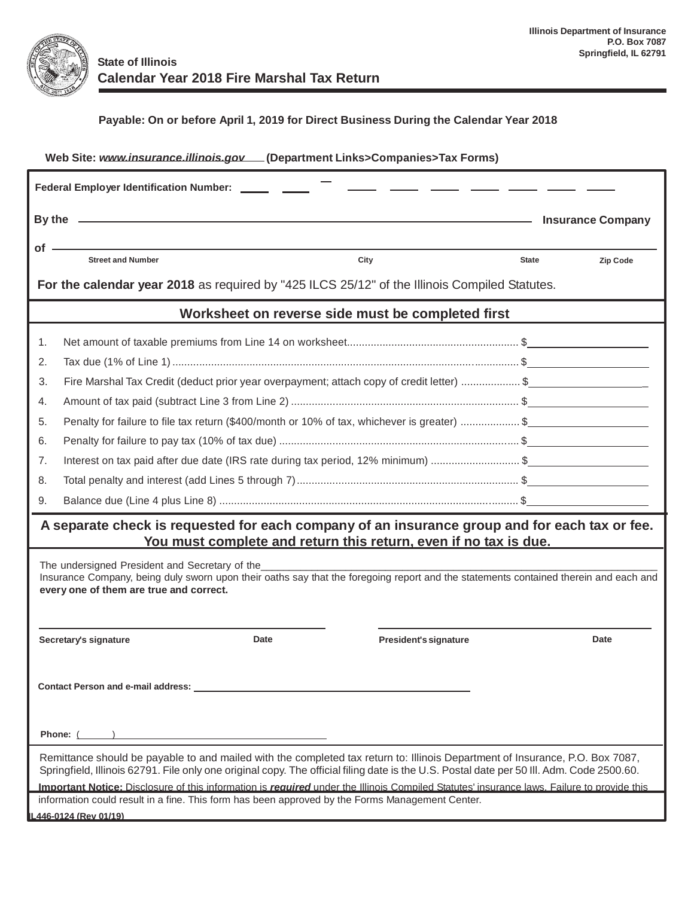Illinois Department of Insurance
P.O. Box 7087
Springfield, IL 62791

# State of Illinois
# Calendar Year 2018 Fire Marshal Tax Return

**Payable: On or before April 1, 2019 for Direct Business During the Calendar Year 2018**

**Web Site: www.insurance.illinois.gov (Department Links>Companies>Tax Forms)**

**Federal Employer Identification Number:** ____ ____ – ____ ____ ____ ____ ____ ____ ____

**By the** ______________________________________________ **Insurance Company**

**of** ______________________________________________

Street and Number | City | State | Zip Code

**For the calendar year 2018** as required by "425 ILCS 25/12" of the Illinois Compiled Statutes.

## Worksheet on reverse side must be completed first

1. Net amount of taxable premiums from Line 14 on worksheet.......................................................... $____________
2. Tax due (1% of Line 1) .................................................................................................................. $____________
3. Fire Marshal Tax Credit (deduct prior year overpayment; attach copy of credit letter) .................... $____________
4. Amount of tax paid (subtract Line 3 from Line 2) ............................................................................ $____________
5. Penalty for failure to file tax return ($400/month or 10% of tax, whichever is greater) .................... $____________
6. Penalty for failure to pay tax (10% of tax due) ................................................................................ $____________
7. Interest on tax paid after due date (IRS rate during tax period, 12% minimum) .............................. $____________
8. Total penalty and interest (add Lines 5 through 7) ........................................................................... $____________
9. Balance due (Line 4 plus Line 8) .................................................................................................... $____________

**A separate check is requested for each company of an insurance group and for each tax or fee.**
**You must complete and return this return, even if no tax is due.**

The undersigned President and Secretary of the______________________________________________ Insurance Company, being duly sworn upon their oaths say that the foregoing report and the statements contained therein and each and **every one of them are true and correct.**

______________________________ ______________________________
**Secretary's signature** **Date** **President's signature** **Date**

**Contact Person and e-mail address:** ______________________________________________

**Phone:** (______) ______________________________

Remittance should be payable to and mailed with the completed tax return to: Illinois Department of Insurance, P.O. Box 7087, Springfield, Illinois 62791. File only one original copy. The official filing date is the U.S. Postal date per 50 Ill. Adm. Code 2500.60.

**Important Notice:** Disclosure of this information is ***required*** under the Illinois Compiled Statutes' insurance laws. Failure to provide this information could result in a fine. This form has been approved by the Forms Management Center.

**IL446-0124 (Rev 01/19)**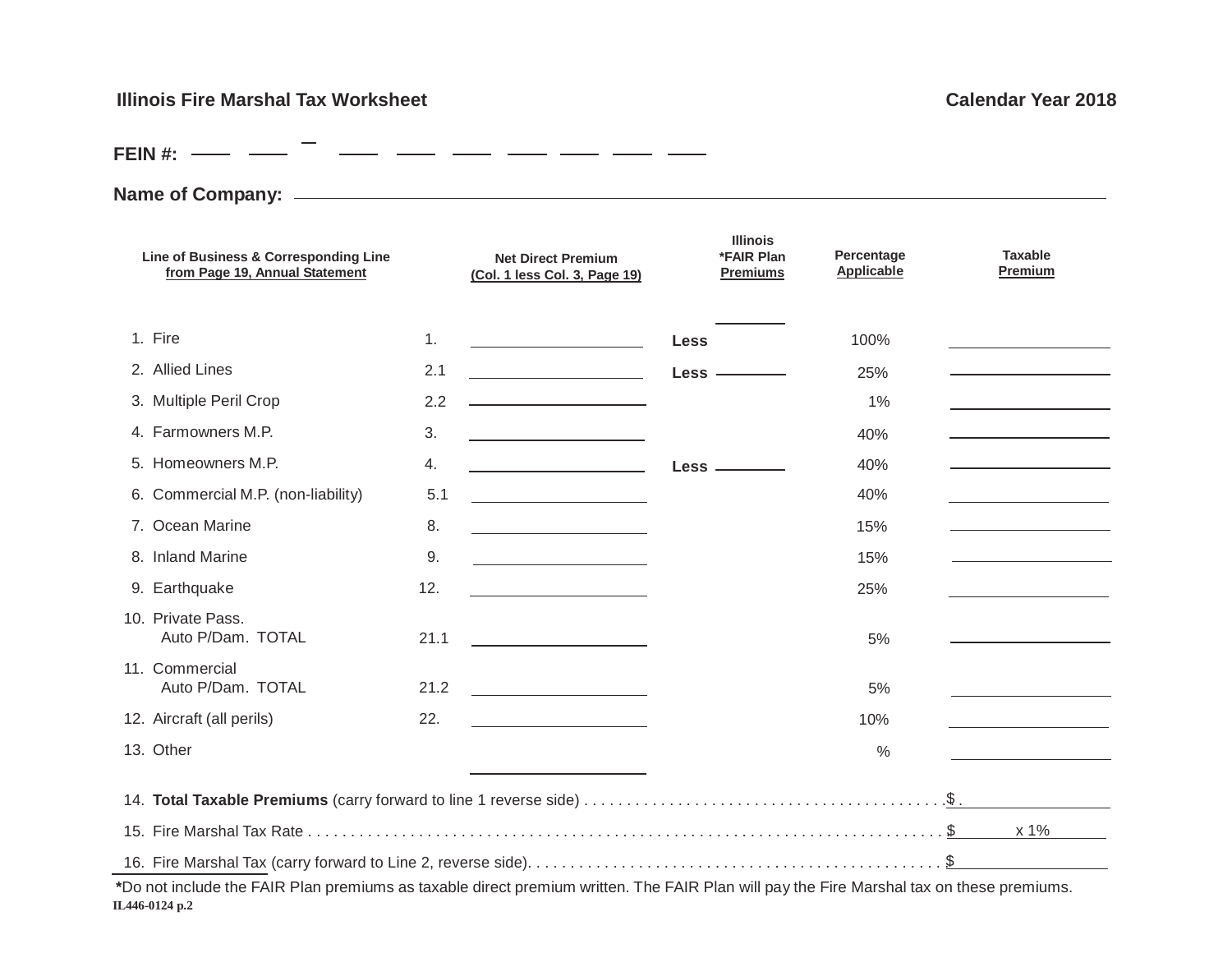**Illinois Fire Marshal Tax Worksheet** **Calendar Year 2018**

**FEIN #:** ____ ____ - ____ ____ ____ ____ ____ ____ ____

**Name of Company:** ______________________________

| Line of Business & Corresponding Line from Page 19, Annual Statement | | Net Direct Premium (Col. 1 less Col. 3, Page 19) | | Illinois *FAIR Plan Premiums | Percentage Applicable | Taxable Premium |
|---|---|---|---|---|---|---|
| 1. Fire | 1. | | Less | | 100% | |
| 2. Allied Lines | 2.1 | | Less | | 25% | |
| 3. Multiple Peril Crop | 2.2 | | | | 1% | |
| 4. Farmowners M.P. | 3. | | | | 40% | |
| 5. Homeowners M.P. | 4. | | Less | | 40% | |
| 6. Commercial M.P. (non-liability) | 5.1 | | | | 40% | |
| 7. Ocean Marine | 8. | | | | 15% | |
| 8. Inland Marine | 9. | | | | 15% | |
| 9. Earthquake | 12. | | | | 25% | |
| 10. Private Pass. Auto P/Dam. TOTAL | 21.1 | | | | 5% | |
| 11. Commercial Auto P/Dam. TOTAL | 21.2 | | | | 5% | |
| 12. Aircraft (all perils) | 22. | | | | 10% | |
| 13. Other | | | | | % | |

14. **Total Taxable Premiums** (carry forward to line 1 reverse side) . . . . . . . . . . . . . . . . . . . . . . . . . . . . . . . . . . . . . . . . . . $ .

15. Fire Marshal Tax Rate . . . . . . . . . . . . . . . . . . . . . . . . . . . . . . . . . . . . . . . . . . . . . . . . . . . . . . . . . . . . . . . . . . . . . . . $ x 1%

16. Fire Marshal Tax (carry forward to Line 2, reverse side). . . . . . . . . . . . . . . . . . . . . . . . . . . . . . . . . . . . . . . . . . . . . . . . $

*Do not include the FAIR Plan premiums as taxable direct premium written. The FAIR Plan will pay the Fire Marshal tax on these premiums.

IL446-0124 p.2